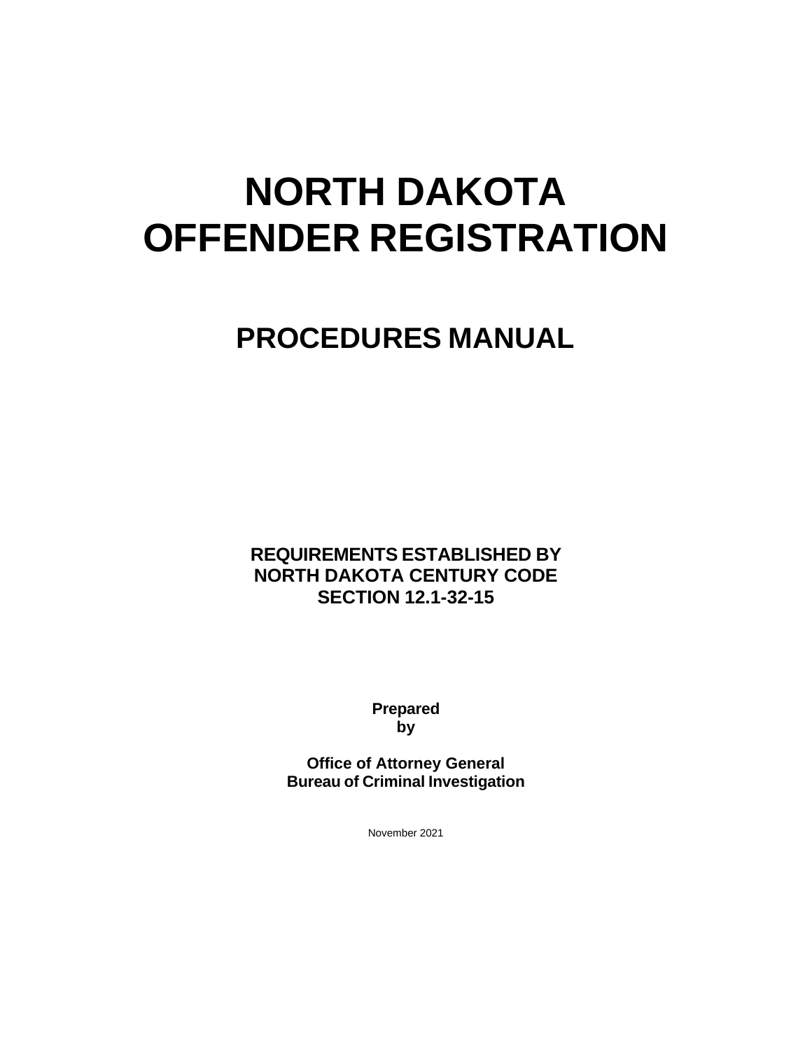# NORTH DAKOTA OFFENDER REGISTRATION

## PROCEDURES MANUAL

**REQUIREMENTS ESTABLISHED BY NORTH DAKOTA CENTURY CODE SECTION 12.1-32-15**

**Prepared by**

**Office of Attorney General**
**Bureau of Criminal Investigation**

November 2021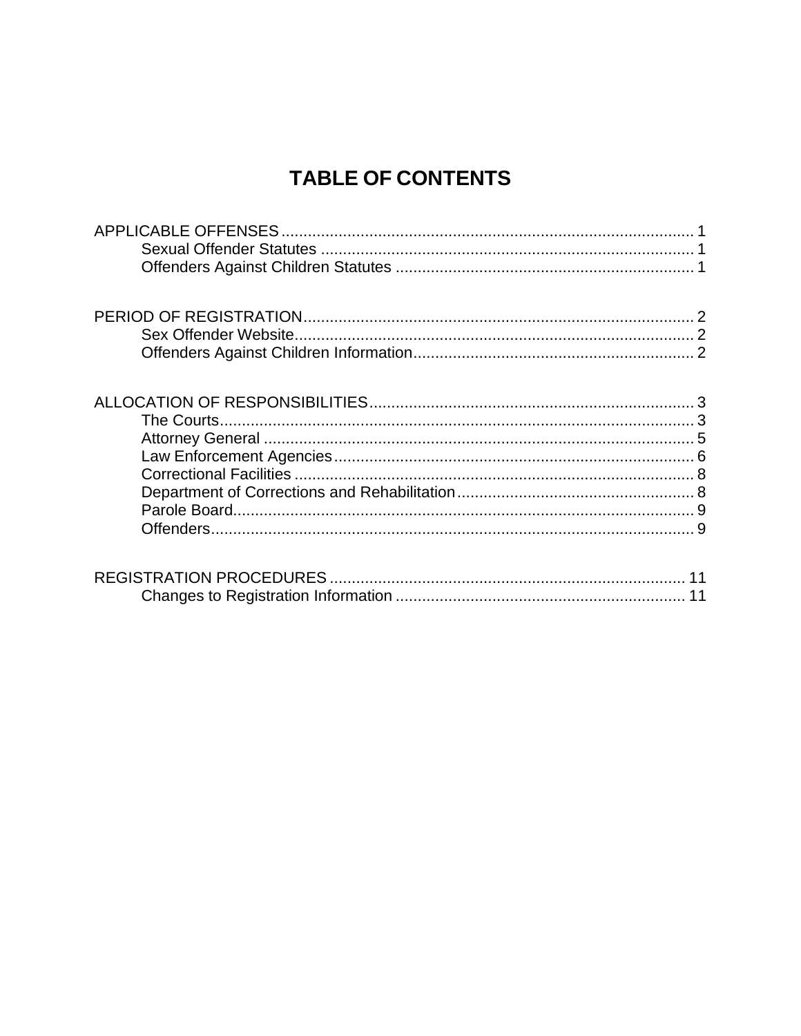# TABLE OF CONTENTS

APPLICABLE OFFENSES ............................................................................................ 1
- Sexual Offender Statutes ..................................................................................... 1
- Offenders Against Children Statutes .................................................................... 1

PERIOD OF REGISTRATION........................................................................................ 2
- Sex Offender Website........................................................................................... 2
- Offenders Against Children Information................................................................ 2

ALLOCATION OF RESPONSIBILITIES......................................................................... 3
- The Courts............................................................................................................ 3
- Attorney General .................................................................................................. 5
- Law Enforcement Agencies.................................................................................. 6
- Correctional Facilities ........................................................................................... 8
- Department of Corrections and Rehabilitation...................................................... 8
- Parole Board......................................................................................................... 9
- Offenders.............................................................................................................. 9

REGISTRATION PROCEDURES ................................................................................ 11
- Changes to Registration Information .................................................................. 11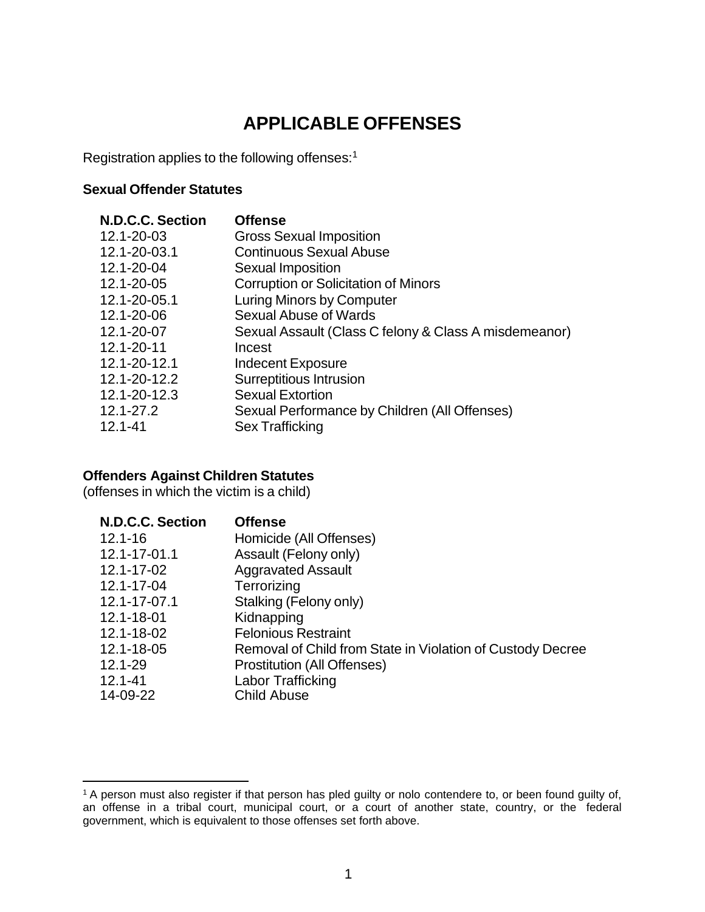# APPLICABLE OFFENSES

Registration applies to the following offenses:[1]

**Sexual Offender Statutes**

| N.D.C.C. Section | Offense |
|---|---|
| 12.1-20-03 | Gross Sexual Imposition |
| 12.1-20-03.1 | Continuous Sexual Abuse |
| 12.1-20-04 | Sexual Imposition |
| 12.1-20-05 | Corruption or Solicitation of Minors |
| 12.1-20-05.1 | Luring Minors by Computer |
| 12.1-20-06 | Sexual Abuse of Wards |
| 12.1-20-07 | Sexual Assault (Class C felony & Class A misdemeanor) |
| 12.1-20-11 | Incest |
| 12.1-20-12.1 | Indecent Exposure |
| 12.1-20-12.2 | Surreptitious Intrusion |
| 12.1-20-12.3 | Sexual Extortion |
| 12.1-27.2 | Sexual Performance by Children (All Offenses) |
| 12.1-41 | Sex Trafficking |

**Offenders Against Children Statutes**
(offenses in which the victim is a child)

| N.D.C.C. Section | Offense |
|---|---|
| 12.1-16 | Homicide (All Offenses) |
| 12.1-17-01.1 | Assault (Felony only) |
| 12.1-17-02 | Aggravated Assault |
| 12.1-17-04 | Terrorizing |
| 12.1-17-07.1 | Stalking (Felony only) |
| 12.1-18-01 | Kidnapping |
| 12.1-18-02 | Felonious Restraint |
| 12.1-18-05 | Removal of Child from State in Violation of Custody Decree |
| 12.1-29 | Prostitution (All Offenses) |
| 12.1-41 | Labor Trafficking |
| 14-09-22 | Child Abuse |

[1] A person must also register if that person has pled guilty or nolo contendere to, or been found guilty of, an offense in a tribal court, municipal court, or a court of another state, country, or the federal government, which is equivalent to those offenses set forth above.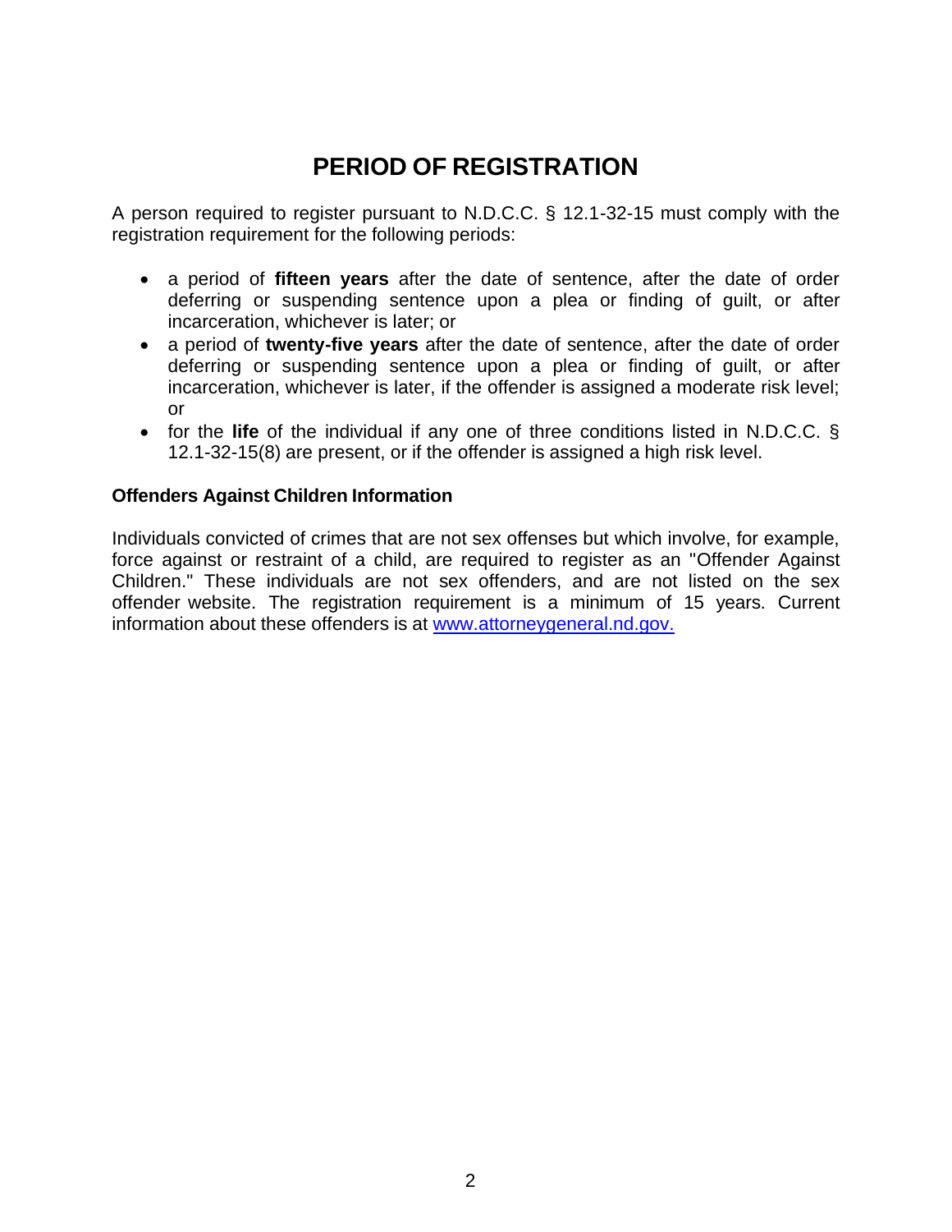# PERIOD OF REGISTRATION

A person required to register pursuant to N.D.C.C. § 12.1-32-15 must comply with the registration requirement for the following periods:

- a period of **fifteen years** after the date of sentence, after the date of order deferring or suspending sentence upon a plea or finding of guilt, or after incarceration, whichever is later; or
- a period of **twenty-five years** after the date of sentence, after the date of order deferring or suspending sentence upon a plea or finding of guilt, or after incarceration, whichever is later, if the offender is assigned a moderate risk level; or
- for the **life** of the individual if any one of three conditions listed in N.D.C.C. § 12.1-32-15(8) are present, or if the offender is assigned a high risk level.

### Offenders Against Children Information

Individuals convicted of crimes that are not sex offenses but which involve, for example, force against or restraint of a child, are required to register as an "Offender Against Children." These individuals are not sex offenders, and are not listed on the sex offender website. The registration requirement is a minimum of 15 years. Current information about these offenders is at [www.attorneygeneral.nd.gov.](http://www.attorneygeneral.nd.gov)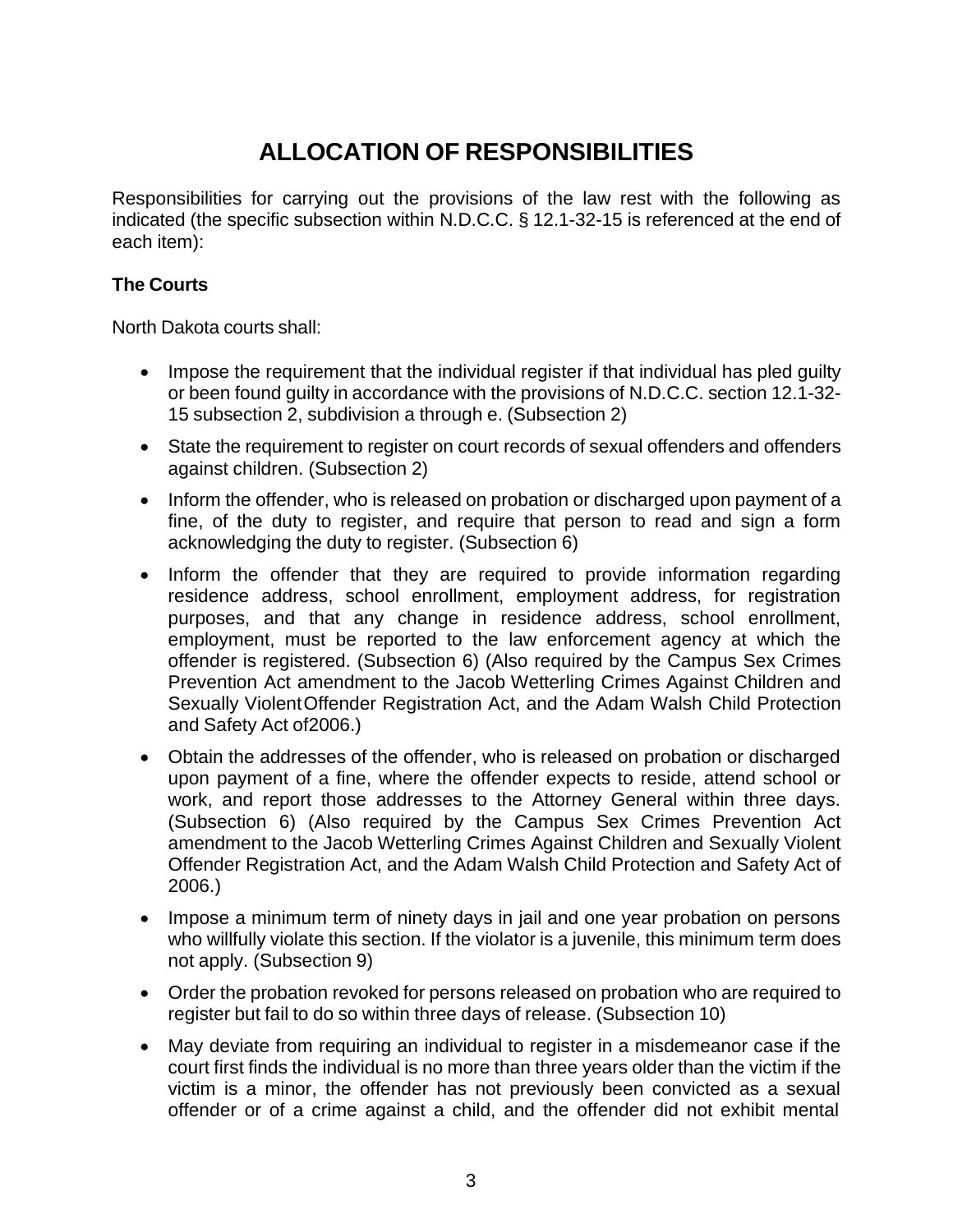# ALLOCATION OF RESPONSIBILITIES

Responsibilities for carrying out the provisions of the law rest with the following as indicated (the specific subsection within N.D.C.C. § 12.1-32-15 is referenced at the end of each item):

### The Courts

North Dakota courts shall:

- Impose the requirement that the individual register if that individual has pled guilty or been found guilty in accordance with the provisions of N.D.C.C. section 12.1-32-15 subsection 2, subdivision a through e. (Subsection 2)
- State the requirement to register on court records of sexual offenders and offenders against children. (Subsection 2)
- Inform the offender, who is released on probation or discharged upon payment of a fine, of the duty to register, and require that person to read and sign a form acknowledging the duty to register. (Subsection 6)
- Inform the offender that they are required to provide information regarding residence address, school enrollment, employment address, for registration purposes, and that any change in residence address, school enrollment, employment, must be reported to the law enforcement agency at which the offender is registered. (Subsection 6) (Also required by the Campus Sex Crimes Prevention Act amendment to the Jacob Wetterling Crimes Against Children and Sexually Violent Offender Registration Act, and the Adam Walsh Child Protection and Safety Act of 2006.)
- Obtain the addresses of the offender, who is released on probation or discharged upon payment of a fine, where the offender expects to reside, attend school or work, and report those addresses to the Attorney General within three days. (Subsection 6) (Also required by the Campus Sex Crimes Prevention Act amendment to the Jacob Wetterling Crimes Against Children and Sexually Violent Offender Registration Act, and the Adam Walsh Child Protection and Safety Act of 2006.)
- Impose a minimum term of ninety days in jail and one year probation on persons who willfully violate this section. If the violator is a juvenile, this minimum term does not apply. (Subsection 9)
- Order the probation revoked for persons released on probation who are required to register but fail to do so within three days of release. (Subsection 10)
- May deviate from requiring an individual to register in a misdemeanor case if the court first finds the individual is no more than three years older than the victim if the victim is a minor, the offender has not previously been convicted as a sexual offender or of a crime against a child, and the offender did not exhibit mental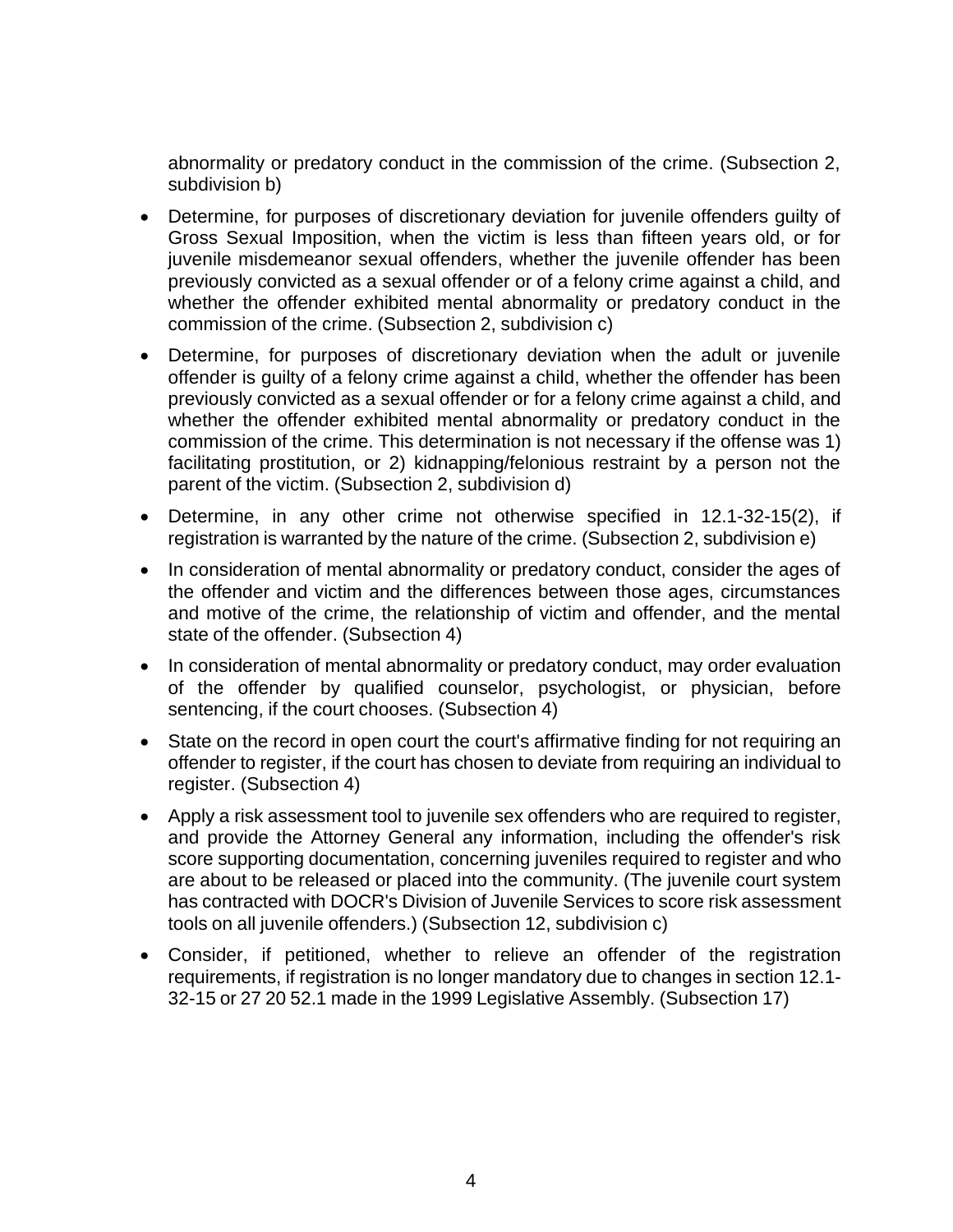abnormality or predatory conduct in the commission of the crime. (Subsection 2, subdivision b)

- Determine, for purposes of discretionary deviation for juvenile offenders guilty of Gross Sexual Imposition, when the victim is less than fifteen years old, or for juvenile misdemeanor sexual offenders, whether the juvenile offender has been previously convicted as a sexual offender or of a felony crime against a child, and whether the offender exhibited mental abnormality or predatory conduct in the commission of the crime. (Subsection 2, subdivision c)
- Determine, for purposes of discretionary deviation when the adult or juvenile offender is guilty of a felony crime against a child, whether the offender has been previously convicted as a sexual offender or for a felony crime against a child, and whether the offender exhibited mental abnormality or predatory conduct in the commission of the crime. This determination is not necessary if the offense was 1) facilitating prostitution, or 2) kidnapping/felonious restraint by a person not the parent of the victim. (Subsection 2, subdivision d)
- Determine, in any other crime not otherwise specified in 12.1-32-15(2), if registration is warranted by the nature of the crime. (Subsection 2, subdivision e)
- In consideration of mental abnormality or predatory conduct, consider the ages of the offender and victim and the differences between those ages, circumstances and motive of the crime, the relationship of victim and offender, and the mental state of the offender. (Subsection 4)
- In consideration of mental abnormality or predatory conduct, may order evaluation of the offender by qualified counselor, psychologist, or physician, before sentencing, if the court chooses. (Subsection 4)
- State on the record in open court the court's affirmative finding for not requiring an offender to register, if the court has chosen to deviate from requiring an individual to register. (Subsection 4)
- Apply a risk assessment tool to juvenile sex offenders who are required to register, and provide the Attorney General any information, including the offender's risk score supporting documentation, concerning juveniles required to register and who are about to be released or placed into the community. (The juvenile court system has contracted with DOCR's Division of Juvenile Services to score risk assessment tools on all juvenile offenders.) (Subsection 12, subdivision c)
- Consider, if petitioned, whether to relieve an offender of the registration requirements, if registration is no longer mandatory due to changes in section 12.1-32-15 or 27 20 52.1 made in the 1999 Legislative Assembly. (Subsection 17)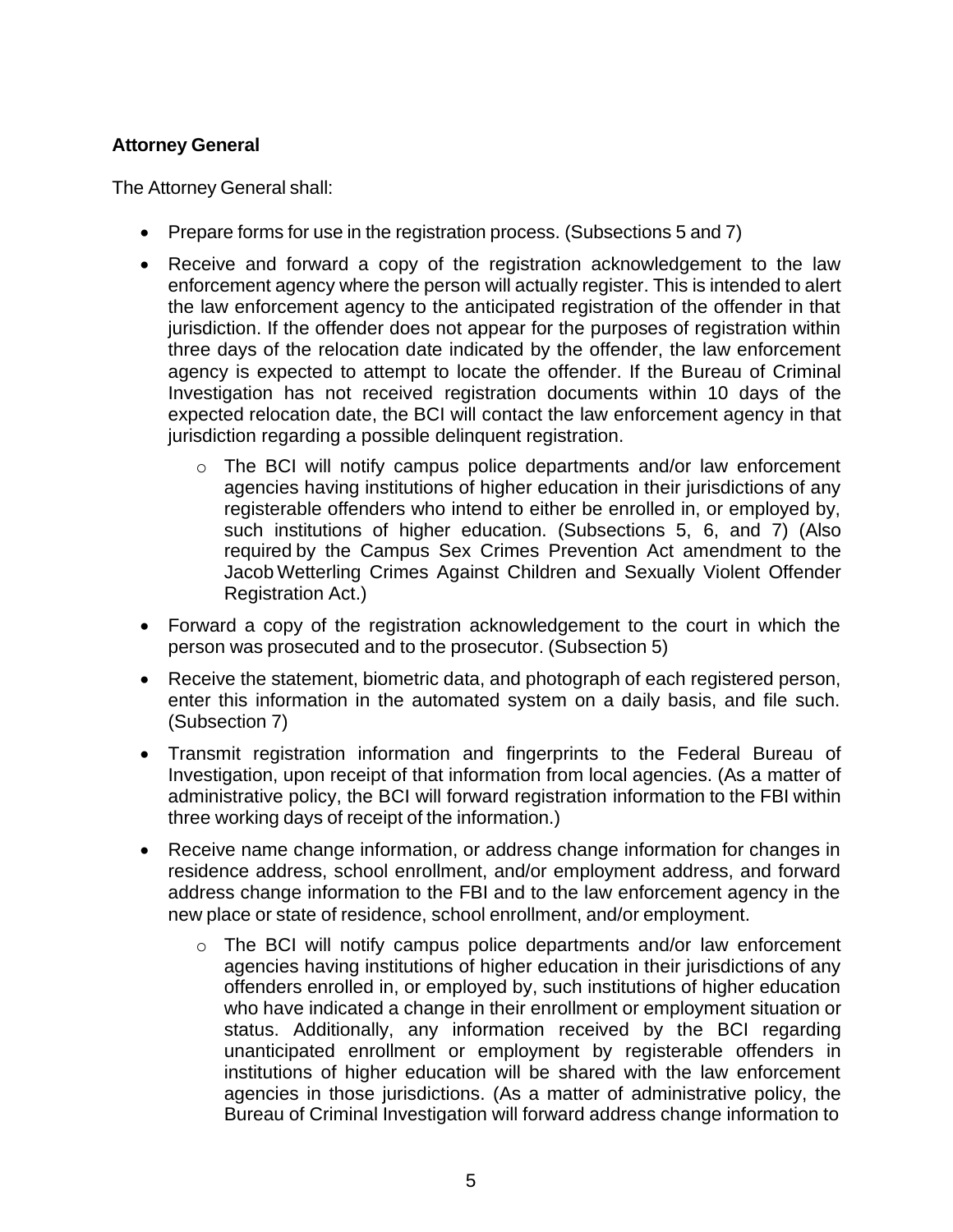**Attorney General**

The Attorney General shall:

- Prepare forms for use in the registration process. (Subsections 5 and 7)
- Receive and forward a copy of the registration acknowledgement to the law enforcement agency where the person will actually register. This is intended to alert the law enforcement agency to the anticipated registration of the offender in that jurisdiction. If the offender does not appear for the purposes of registration within three days of the relocation date indicated by the offender, the law enforcement agency is expected to attempt to locate the offender. If the Bureau of Criminal Investigation has not received registration documents within 10 days of the expected relocation date, the BCI will contact the law enforcement agency in that jurisdiction regarding a possible delinquent registration.
    - The BCI will notify campus police departments and/or law enforcement agencies having institutions of higher education in their jurisdictions of any registerable offenders who intend to either be enrolled in, or employed by, such institutions of higher education. (Subsections 5, 6, and 7) (Also required by the Campus Sex Crimes Prevention Act amendment to the Jacob Wetterling Crimes Against Children and Sexually Violent Offender Registration Act.)
- Forward a copy of the registration acknowledgement to the court in which the person was prosecuted and to the prosecutor. (Subsection 5)
- Receive the statement, biometric data, and photograph of each registered person, enter this information in the automated system on a daily basis, and file such. (Subsection 7)
- Transmit registration information and fingerprints to the Federal Bureau of Investigation, upon receipt of that information from local agencies. (As a matter of administrative policy, the BCI will forward registration information to the FBI within three working days of receipt of the information.)
- Receive name change information, or address change information for changes in residence address, school enrollment, and/or employment address, and forward address change information to the FBI and to the law enforcement agency in the new place or state of residence, school enrollment, and/or employment.
    - The BCI will notify campus police departments and/or law enforcement agencies having institutions of higher education in their jurisdictions of any offenders enrolled in, or employed by, such institutions of higher education who have indicated a change in their enrollment or employment situation or status. Additionally, any information received by the BCI regarding unanticipated enrollment or employment by registerable offenders in institutions of higher education will be shared with the law enforcement agencies in those jurisdictions. (As a matter of administrative policy, the Bureau of Criminal Investigation will forward address change information to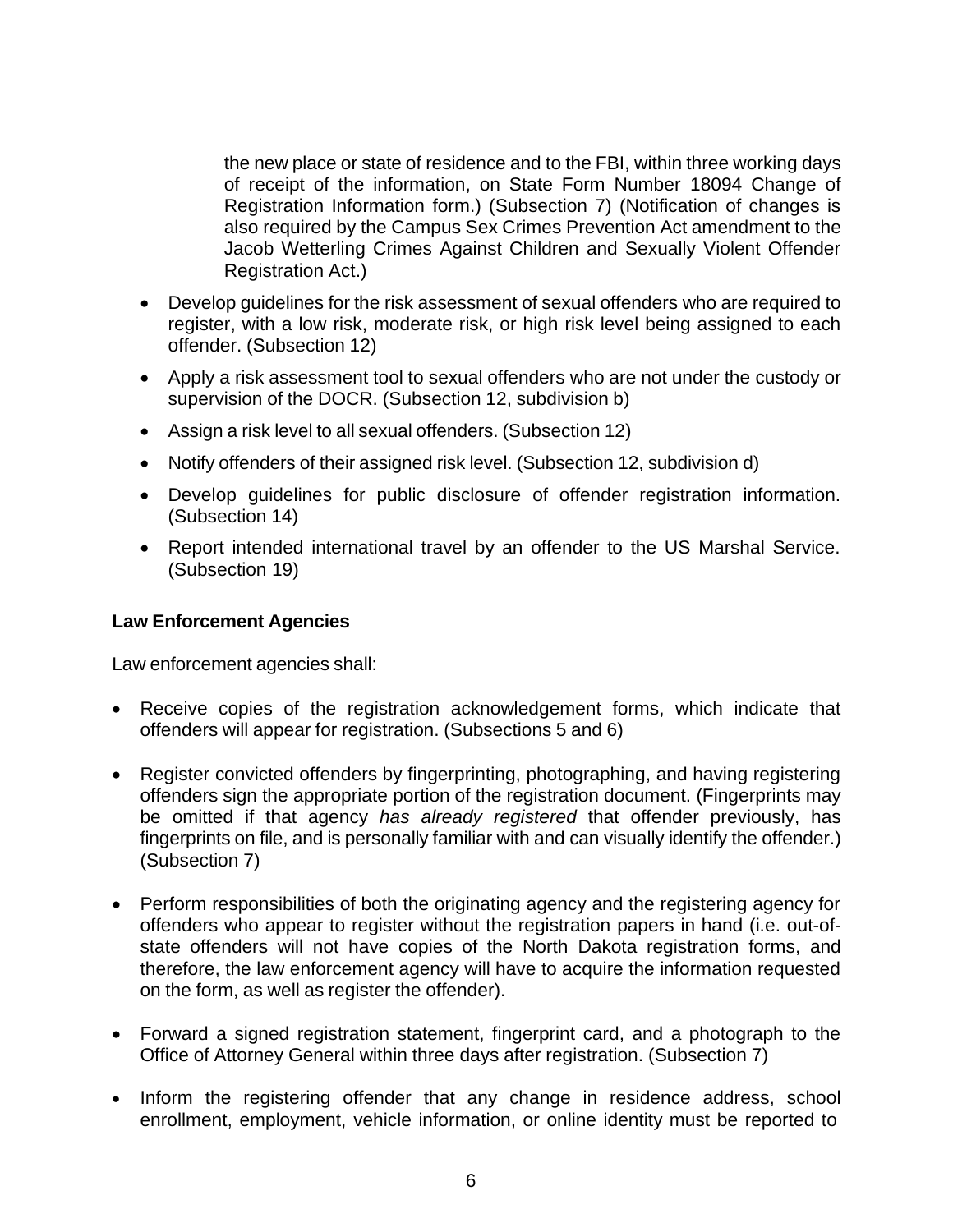the new place or state of residence and to the FBI, within three working days of receipt of the information, on State Form Number 18094 Change of Registration Information form.) (Subsection 7) (Notification of changes is also required by the Campus Sex Crimes Prevention Act amendment to the Jacob Wetterling Crimes Against Children and Sexually Violent Offender Registration Act.)

- Develop guidelines for the risk assessment of sexual offenders who are required to register, with a low risk, moderate risk, or high risk level being assigned to each offender. (Subsection 12)
- Apply a risk assessment tool to sexual offenders who are not under the custody or supervision of the DOCR. (Subsection 12, subdivision b)
- Assign a risk level to all sexual offenders. (Subsection 12)
- Notify offenders of their assigned risk level. (Subsection 12, subdivision d)
- Develop guidelines for public disclosure of offender registration information. (Subsection 14)
- Report intended international travel by an offender to the US Marshal Service. (Subsection 19)

**Law Enforcement Agencies**

Law enforcement agencies shall:

- Receive copies of the registration acknowledgement forms, which indicate that offenders will appear for registration. (Subsections 5 and 6)
- Register convicted offenders by fingerprinting, photographing, and having registering offenders sign the appropriate portion of the registration document. (Fingerprints may be omitted if that agency *has already registered* that offender previously, has fingerprints on file, and is personally familiar with and can visually identify the offender.) (Subsection 7)
- Perform responsibilities of both the originating agency and the registering agency for offenders who appear to register without the registration papers in hand (i.e. out-of-state offenders will not have copies of the North Dakota registration forms, and therefore, the law enforcement agency will have to acquire the information requested on the form, as well as register the offender).
- Forward a signed registration statement, fingerprint card, and a photograph to the Office of Attorney General within three days after registration. (Subsection 7)
- Inform the registering offender that any change in residence address, school enrollment, employment, vehicle information, or online identity must be reported to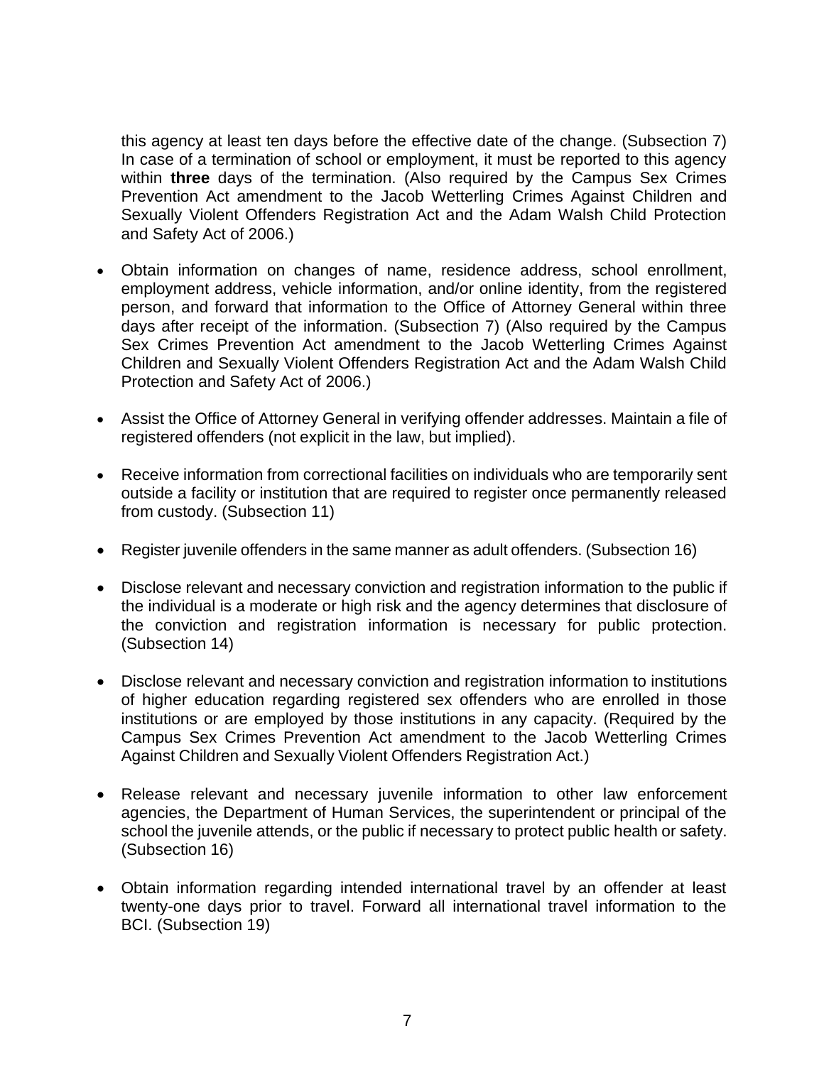this agency at least ten days before the effective date of the change. (Subsection 7) In case of a termination of school or employment, it must be reported to this agency within **three** days of the termination. (Also required by the Campus Sex Crimes Prevention Act amendment to the Jacob Wetterling Crimes Against Children and Sexually Violent Offenders Registration Act and the Adam Walsh Child Protection and Safety Act of 2006.)

- Obtain information on changes of name, residence address, school enrollment, employment address, vehicle information, and/or online identity, from the registered person, and forward that information to the Office of Attorney General within three days after receipt of the information. (Subsection 7) (Also required by the Campus Sex Crimes Prevention Act amendment to the Jacob Wetterling Crimes Against Children and Sexually Violent Offenders Registration Act and the Adam Walsh Child Protection and Safety Act of 2006.)

- Assist the Office of Attorney General in verifying offender addresses. Maintain a file of registered offenders (not explicit in the law, but implied).

- Receive information from correctional facilities on individuals who are temporarily sent outside a facility or institution that are required to register once permanently released from custody. (Subsection 11)

- Register juvenile offenders in the same manner as adult offenders. (Subsection 16)

- Disclose relevant and necessary conviction and registration information to the public if the individual is a moderate or high risk and the agency determines that disclosure of the conviction and registration information is necessary for public protection. (Subsection 14)

- Disclose relevant and necessary conviction and registration information to institutions of higher education regarding registered sex offenders who are enrolled in those institutions or are employed by those institutions in any capacity. (Required by the Campus Sex Crimes Prevention Act amendment to the Jacob Wetterling Crimes Against Children and Sexually Violent Offenders Registration Act.)

- Release relevant and necessary juvenile information to other law enforcement agencies, the Department of Human Services, the superintendent or principal of the school the juvenile attends, or the public if necessary to protect public health or safety. (Subsection 16)

- Obtain information regarding intended international travel by an offender at least twenty-one days prior to travel. Forward all international travel information to the BCI. (Subsection 19)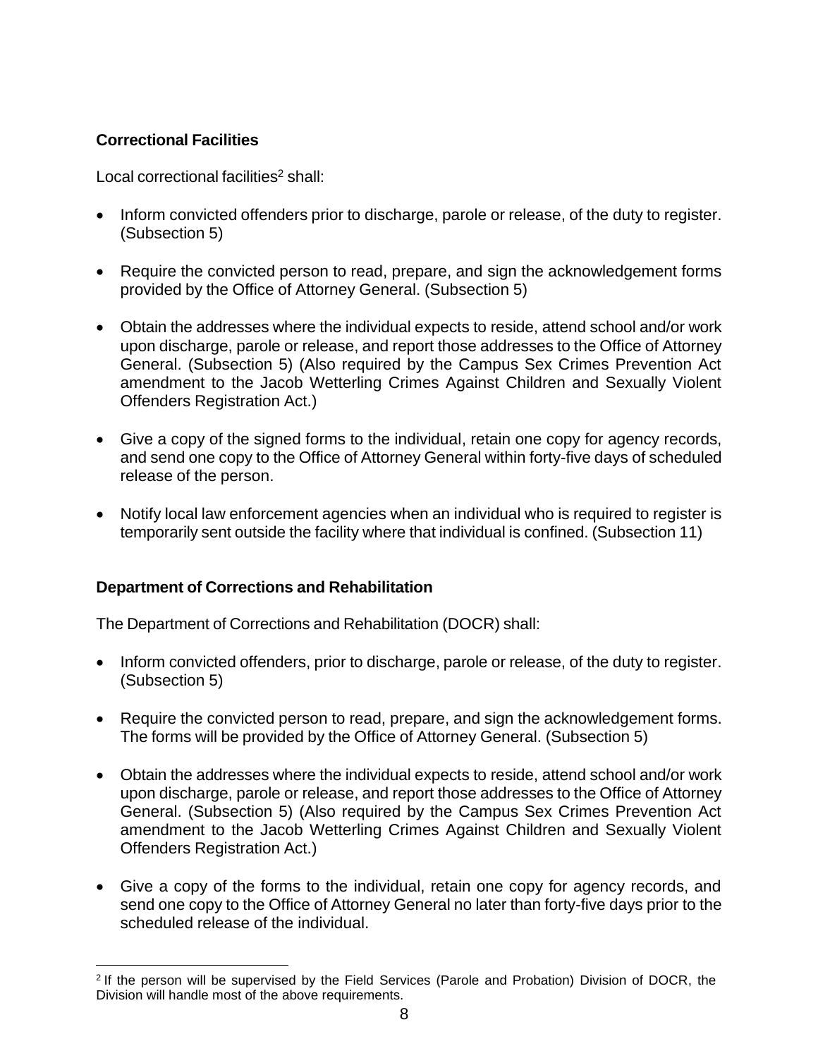### Correctional Facilities

Local correctional facilities[2] shall:

- Inform convicted offenders prior to discharge, parole or release, of the duty to register. (Subsection 5)
- Require the convicted person to read, prepare, and sign the acknowledgement forms provided by the Office of Attorney General. (Subsection 5)
- Obtain the addresses where the individual expects to reside, attend school and/or work upon discharge, parole or release, and report those addresses to the Office of Attorney General. (Subsection 5) (Also required by the Campus Sex Crimes Prevention Act amendment to the Jacob Wetterling Crimes Against Children and Sexually Violent Offenders Registration Act.)
- Give a copy of the signed forms to the individual, retain one copy for agency records, and send one copy to the Office of Attorney General within forty-five days of scheduled release of the person.
- Notify local law enforcement agencies when an individual who is required to register is temporarily sent outside the facility where that individual is confined. (Subsection 11)

### Department of Corrections and Rehabilitation

The Department of Corrections and Rehabilitation (DOCR) shall:

- Inform convicted offenders, prior to discharge, parole or release, of the duty to register. (Subsection 5)
- Require the convicted person to read, prepare, and sign the acknowledgement forms. The forms will be provided by the Office of Attorney General. (Subsection 5)
- Obtain the addresses where the individual expects to reside, attend school and/or work upon discharge, parole or release, and report those addresses to the Office of Attorney General. (Subsection 5) (Also required by the Campus Sex Crimes Prevention Act amendment to the Jacob Wetterling Crimes Against Children and Sexually Violent Offenders Registration Act.)
- Give a copy of the forms to the individual, retain one copy for agency records, and send one copy to the Office of Attorney General no later than forty-five days prior to the scheduled release of the individual.

[2] If the person will be supervised by the Field Services (Parole and Probation) Division of DOCR, the Division will handle most of the above requirements.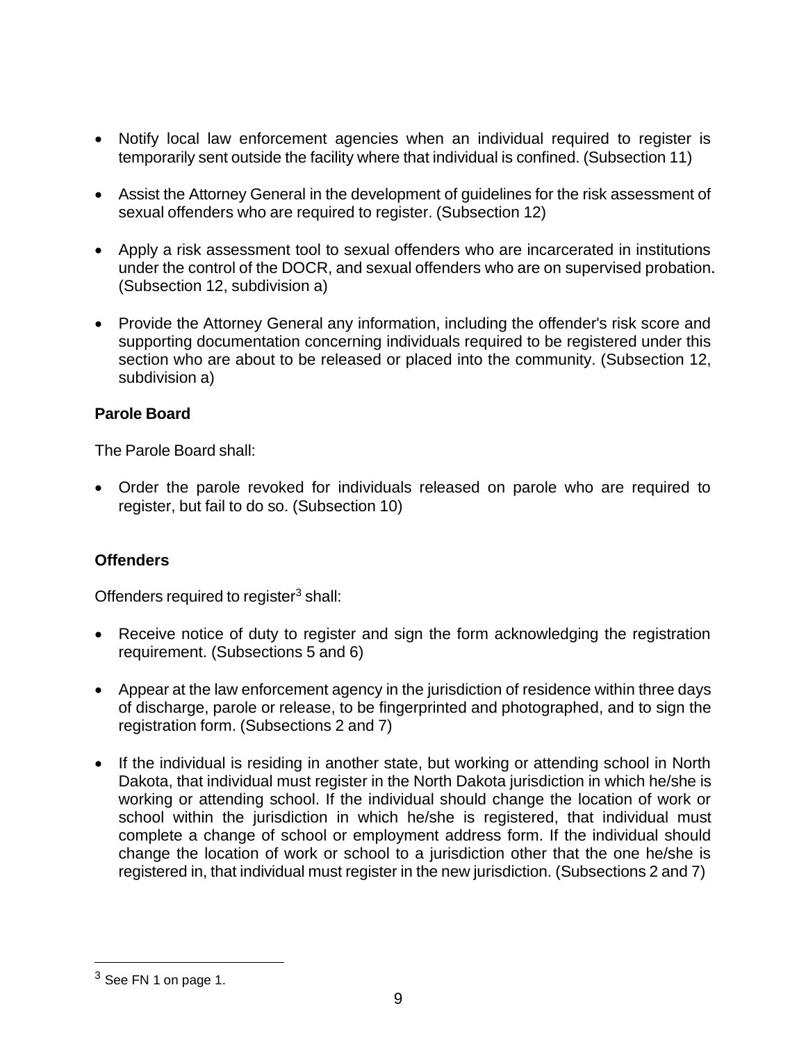- Notify local law enforcement agencies when an individual required to register is temporarily sent outside the facility where that individual is confined. (Subsection 11)

- Assist the Attorney General in the development of guidelines for the risk assessment of sexual offenders who are required to register. (Subsection 12)

- Apply a risk assessment tool to sexual offenders who are incarcerated in institutions under the control of the DOCR, and sexual offenders who are on supervised probation. (Subsection 12, subdivision a)

- Provide the Attorney General any information, including the offender's risk score and supporting documentation concerning individuals required to be registered under this section who are about to be released or placed into the community. (Subsection 12, subdivision a)

**Parole Board**

The Parole Board shall:

- Order the parole revoked for individuals released on parole who are required to register, but fail to do so. (Subsection 10)

**Offenders**

Offenders required to register[3] shall:

- Receive notice of duty to register and sign the form acknowledging the registration requirement. (Subsections 5 and 6)

- Appear at the law enforcement agency in the jurisdiction of residence within three days of discharge, parole or release, to be fingerprinted and photographed, and to sign the registration form. (Subsections 2 and 7)

- If the individual is residing in another state, but working or attending school in North Dakota, that individual must register in the North Dakota jurisdiction in which he/she is working or attending school. If the individual should change the location of work or school within the jurisdiction in which he/she is registered, that individual must complete a change of school or employment address form. If the individual should change the location of work or school to a jurisdiction other that the one he/she is registered in, that individual must register in the new jurisdiction. (Subsections 2 and 7)

---

[3] See FN 1 on page 1.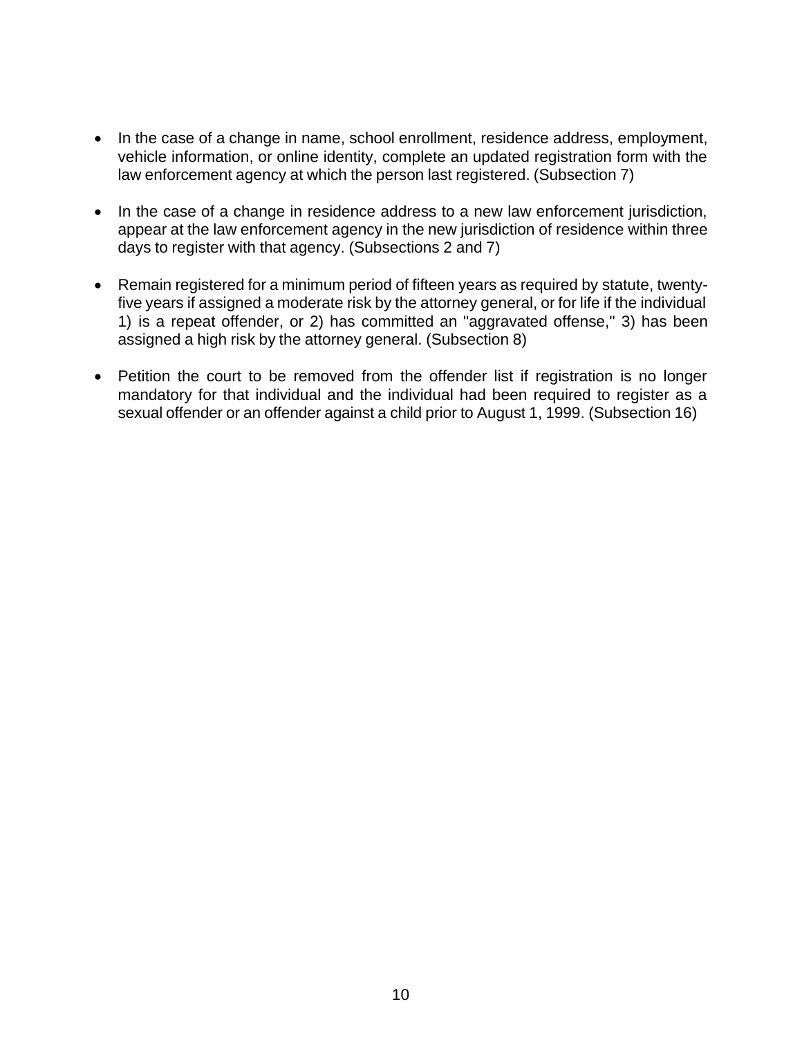- In the case of a change in name, school enrollment, residence address, employment, vehicle information, or online identity, complete an updated registration form with the law enforcement agency at which the person last registered. (Subsection 7)

- In the case of a change in residence address to a new law enforcement jurisdiction, appear at the law enforcement agency in the new jurisdiction of residence within three days to register with that agency. (Subsections 2 and 7)

- Remain registered for a minimum period of fifteen years as required by statute, twenty-five years if assigned a moderate risk by the attorney general, or for life if the individual 1) is a repeat offender, or 2) has committed an "aggravated offense," 3) has been assigned a high risk by the attorney general. (Subsection 8)

- Petition the court to be removed from the offender list if registration is no longer mandatory for that individual and the individual had been required to register as a sexual offender or an offender against a child prior to August 1, 1999. (Subsection 16)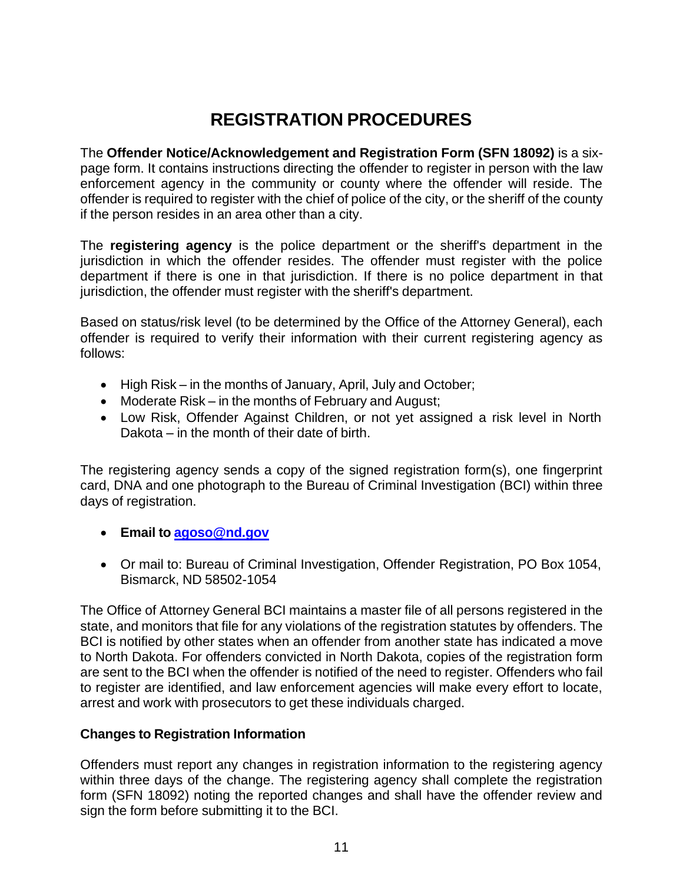# REGISTRATION PROCEDURES

The **Offender Notice/Acknowledgement and Registration Form (SFN 18092)** is a six-page form. It contains instructions directing the offender to register in person with the law enforcement agency in the community or county where the offender will reside. The offender is required to register with the chief of police of the city, or the sheriff of the county if the person resides in an area other than a city.

The **registering agency** is the police department or the sheriff's department in the jurisdiction in which the offender resides. The offender must register with the police department if there is one in that jurisdiction. If there is no police department in that jurisdiction, the offender must register with the sheriff's department.

Based on status/risk level (to be determined by the Office of the Attorney General), each offender is required to verify their information with their current registering agency as follows:

- High Risk – in the months of January, April, July and October;
- Moderate Risk – in the months of February and August;
- Low Risk, Offender Against Children, or not yet assigned a risk level in North Dakota – in the month of their date of birth.

The registering agency sends a copy of the signed registration form(s), one fingerprint card, DNA and one photograph to the Bureau of Criminal Investigation (BCI) within three days of registration.

- **Email to [agoso@nd.gov](mailto:agoso@nd.gov)**
- Or mail to: Bureau of Criminal Investigation, Offender Registration, PO Box 1054, Bismarck, ND 58502-1054

The Office of Attorney General BCI maintains a master file of all persons registered in the state, and monitors that file for any violations of the registration statutes by offenders. The BCI is notified by other states when an offender from another state has indicated a move to North Dakota. For offenders convicted in North Dakota, copies of the registration form are sent to the BCI when the offender is notified of the need to register. Offenders who fail to register are identified, and law enforcement agencies will make every effort to locate, arrest and work with prosecutors to get these individuals charged.

### Changes to Registration Information

Offenders must report any changes in registration information to the registering agency within three days of the change. The registering agency shall complete the registration form (SFN 18092) noting the reported changes and shall have the offender review and sign the form before submitting it to the BCI.